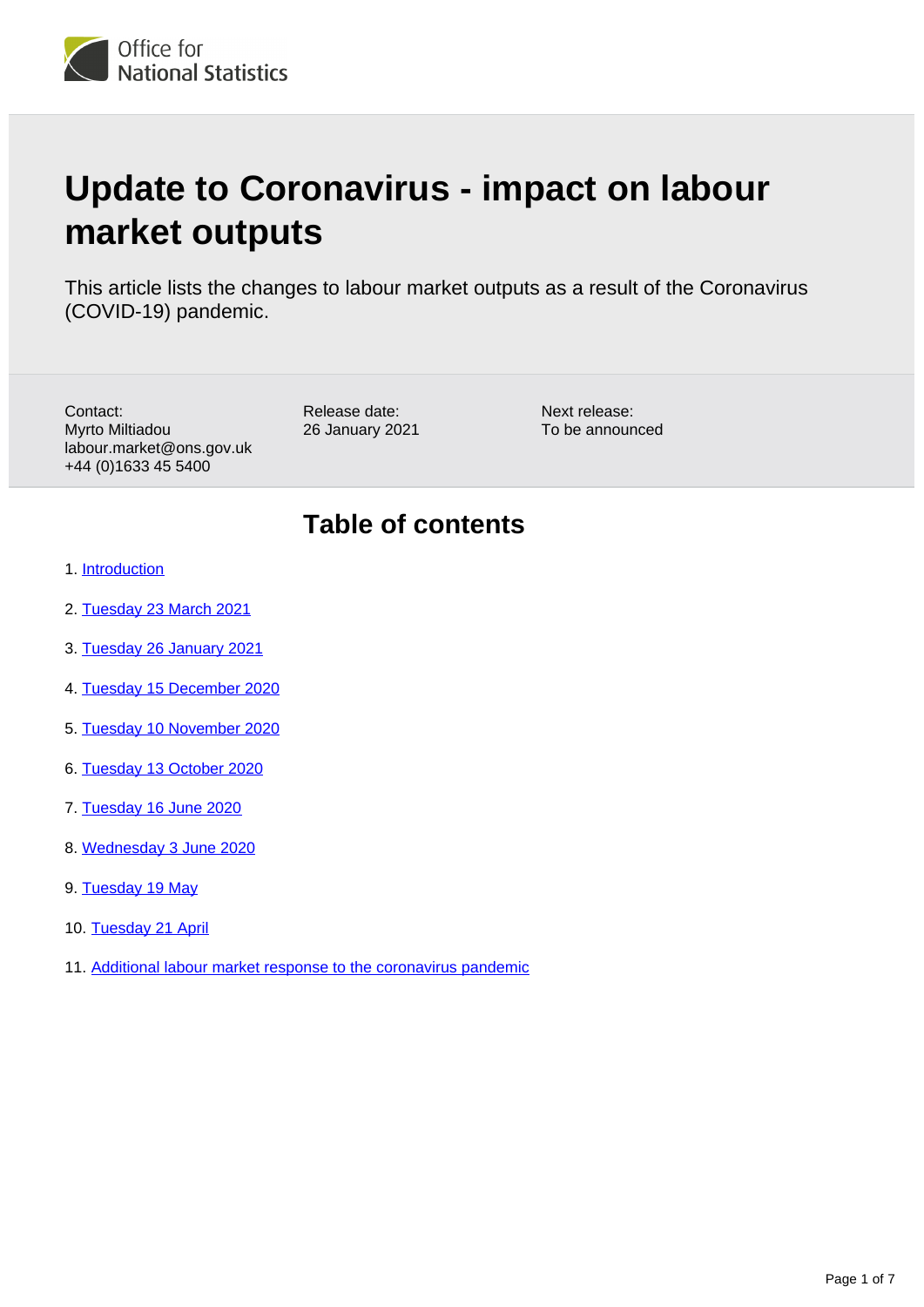# Update to Coronavirus - impact on labour market outputs

This article lists the changes to labour market outputs as a result of the Coronavirus (COVID-19) pandemic.

Contact:
Myrto Miltiadou
labour.market@ons.gov.uk
+44 (0)1633 45 5400

Release date:
26 January 2021

Next release:
To be announced

## Table of contents

1. Introduction
2. Tuesday 23 March 2021
3. Tuesday 26 January 2021
4. Tuesday 15 December 2020
5. Tuesday 10 November 2020
6. Tuesday 13 October 2020
7. Tuesday 16 June 2020
8. Wednesday 3 June 2020
9. Tuesday 19 May
10. Tuesday 21 April
11. Additional labour market response to the coronavirus pandemic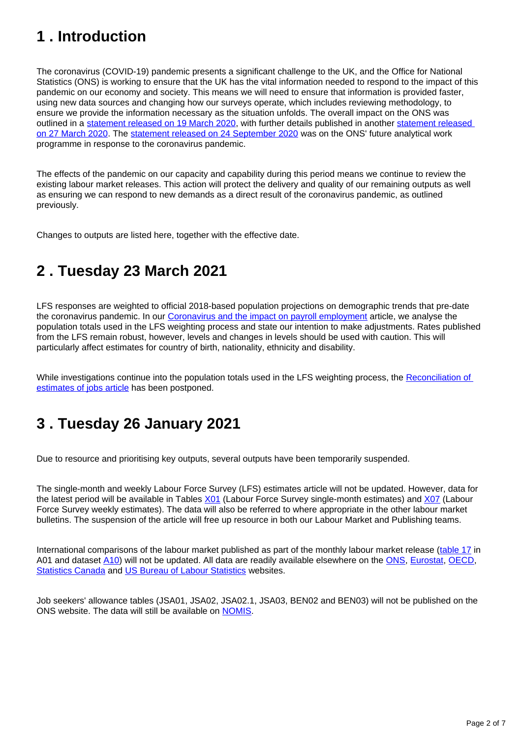## 1 . Introduction

The coronavirus (COVID-19) pandemic presents a significant challenge to the UK, and the Office for National Statistics (ONS) is working to ensure that the UK has the vital information needed to respond to the impact of this pandemic on our economy and society. This means we will need to ensure that information is provided faster, using new data sources and changing how our surveys operate, which includes reviewing methodology, to ensure we provide the information necessary as the situation unfolds. The overall impact on the ONS was outlined in a statement released on 19 March 2020, with further details published in another statement released on 27 March 2020. The statement released on 24 September 2020 was on the ONS' future analytical work programme in response to the coronavirus pandemic.

The effects of the pandemic on our capacity and capability during this period means we continue to review the existing labour market releases. This action will protect the delivery and quality of our remaining outputs as well as ensuring we can respond to new demands as a direct result of the coronavirus pandemic, as outlined previously.

Changes to outputs are listed here, together with the effective date.

## 2 . Tuesday 23 March 2021

LFS responses are weighted to official 2018-based population projections on demographic trends that pre-date the coronavirus pandemic. In our Coronavirus and the impact on payroll employment article, we analyse the population totals used in the LFS weighting process and state our intention to make adjustments. Rates published from the LFS remain robust, however, levels and changes in levels should be used with caution. This will particularly affect estimates for country of birth, nationality, ethnicity and disability.

While investigations continue into the population totals used in the LFS weighting process, the Reconciliation of estimates of jobs article has been postponed.

## 3 . Tuesday 26 January 2021

Due to resource and prioritising key outputs, several outputs have been temporarily suspended.

The single-month and weekly Labour Force Survey (LFS) estimates article will not be updated. However, data for the latest period will be available in Tables X01 (Labour Force Survey single-month estimates) and X07 (Labour Force Survey weekly estimates). The data will also be referred to where appropriate in the other labour market bulletins. The suspension of the article will free up resource in both our Labour Market and Publishing teams.

International comparisons of the labour market published as part of the monthly labour market release (table 17 in A01 and dataset A10) will not be updated. All data are readily available elsewhere on the ONS, Eurostat, OECD, Statistics Canada and US Bureau of Labour Statistics websites.

Job seekers' allowance tables (JSA01, JSA02, JSA02.1, JSA03, BEN02 and BEN03) will not be published on the ONS website. The data will still be available on NOMIS.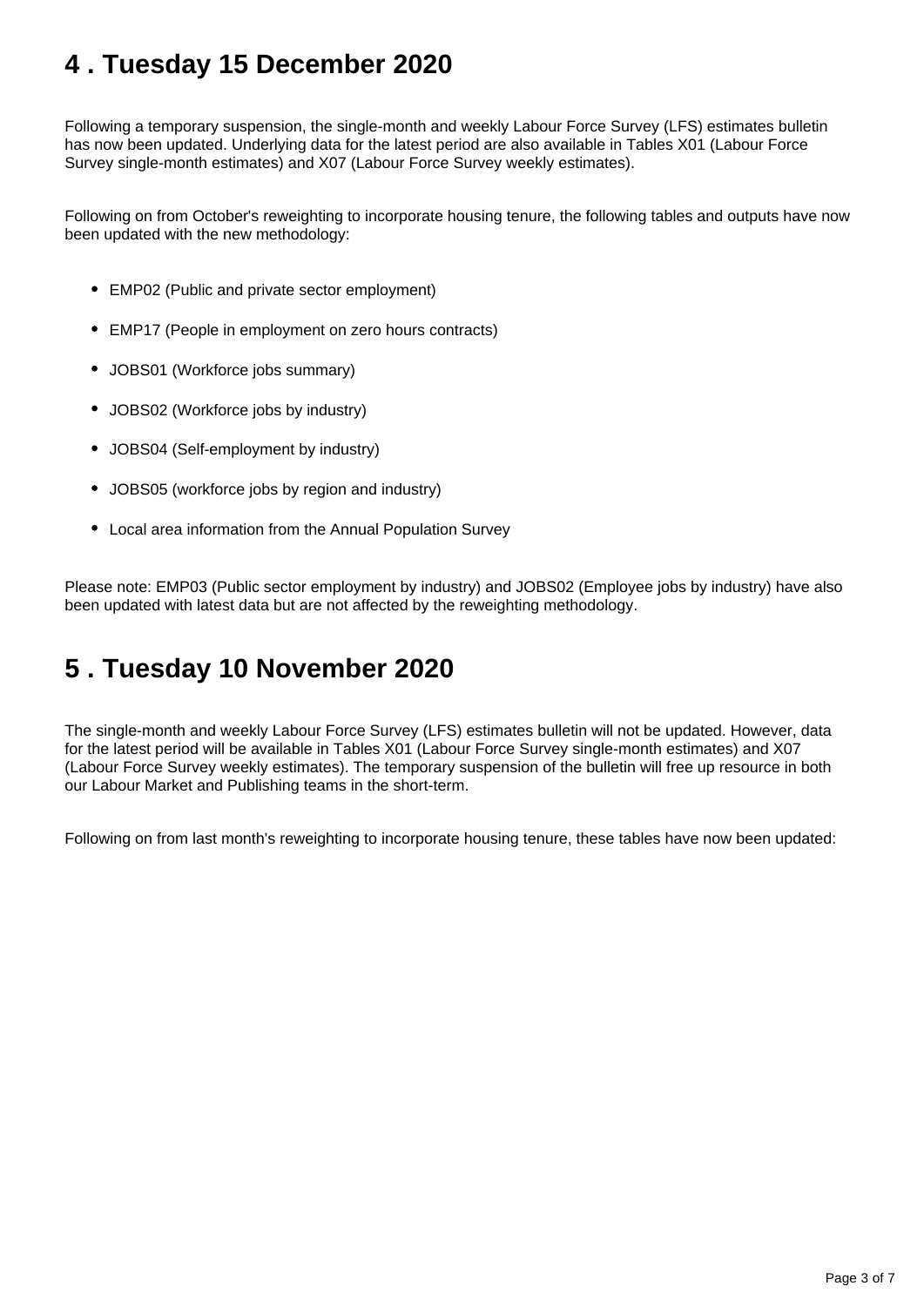## 4 . Tuesday 15 December 2020

Following a temporary suspension, the single-month and weekly Labour Force Survey (LFS) estimates bulletin has now been updated. Underlying data for the latest period are also available in Tables X01 (Labour Force Survey single-month estimates) and X07 (Labour Force Survey weekly estimates).

Following on from October's reweighting to incorporate housing tenure, the following tables and outputs have now been updated with the new methodology:

- EMP02 (Public and private sector employment)
- EMP17 (People in employment on zero hours contracts)
- JOBS01 (Workforce jobs summary)
- JOBS02 (Workforce jobs by industry)
- JOBS04 (Self-employment by industry)
- JOBS05 (workforce jobs by region and industry)
- Local area information from the Annual Population Survey

Please note: EMP03 (Public sector employment by industry) and JOBS02 (Employee jobs by industry) have also been updated with latest data but are not affected by the reweighting methodology.

## 5 . Tuesday 10 November 2020

The single-month and weekly Labour Force Survey (LFS) estimates bulletin will not be updated. However, data for the latest period will be available in Tables X01 (Labour Force Survey single-month estimates) and X07 (Labour Force Survey weekly estimates). The temporary suspension of the bulletin will free up resource in both our Labour Market and Publishing teams in the short-term.

Following on from last month's reweighting to incorporate housing tenure, these tables have now been updated: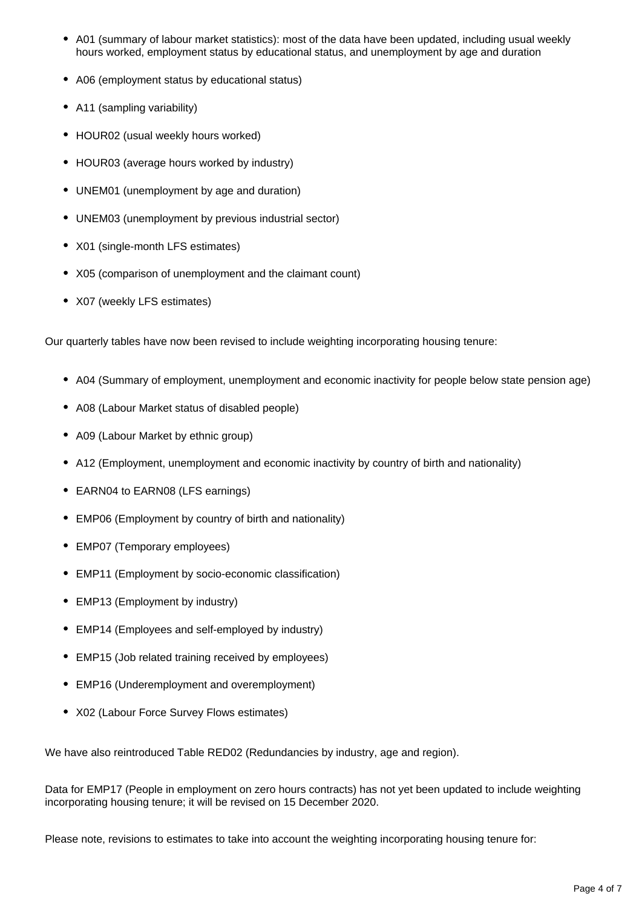- A01 (summary of labour market statistics): most of the data have been updated, including usual weekly hours worked, employment status by educational status, and unemployment by age and duration
- A06 (employment status by educational status)
- A11 (sampling variability)
- HOUR02 (usual weekly hours worked)
- HOUR03 (average hours worked by industry)
- UNEM01 (unemployment by age and duration)
- UNEM03 (unemployment by previous industrial sector)
- X01 (single-month LFS estimates)
- X05 (comparison of unemployment and the claimant count)
- X07 (weekly LFS estimates)

Our quarterly tables have now been revised to include weighting incorporating housing tenure:

- A04 (Summary of employment, unemployment and economic inactivity for people below state pension age)
- A08 (Labour Market status of disabled people)
- A09 (Labour Market by ethnic group)
- A12 (Employment, unemployment and economic inactivity by country of birth and nationality)
- EARN04 to EARN08 (LFS earnings)
- EMP06 (Employment by country of birth and nationality)
- EMP07 (Temporary employees)
- EMP11 (Employment by socio-economic classification)
- EMP13 (Employment by industry)
- EMP14 (Employees and self-employed by industry)
- EMP15 (Job related training received by employees)
- EMP16 (Underemployment and overemployment)
- X02 (Labour Force Survey Flows estimates)

We have also reintroduced Table RED02 (Redundancies by industry, age and region).

Data for EMP17 (People in employment on zero hours contracts) has not yet been updated to include weighting incorporating housing tenure; it will be revised on 15 December 2020.

Please note, revisions to estimates to take into account the weighting incorporating housing tenure for: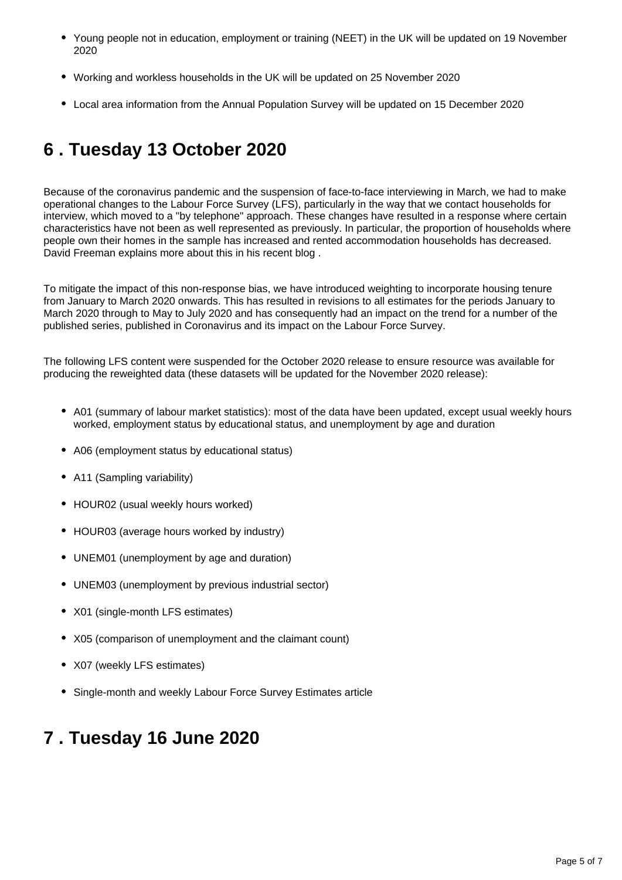- Young people not in education, employment or training (NEET) in the UK will be updated on 19 November 2020
- Working and workless households in the UK will be updated on 25 November 2020
- Local area information from the Annual Population Survey will be updated on 15 December 2020

## 6 . Tuesday 13 October 2020

Because of the coronavirus pandemic and the suspension of face-to-face interviewing in March, we had to make operational changes to the Labour Force Survey (LFS), particularly in the way that we contact households for interview, which moved to a "by telephone" approach. These changes have resulted in a response where certain characteristics have not been as well represented as previously. In particular, the proportion of households where people own their homes in the sample has increased and rented accommodation households has decreased. David Freeman explains more about this in his recent blog .

To mitigate the impact of this non-response bias, we have introduced weighting to incorporate housing tenure from January to March 2020 onwards. This has resulted in revisions to all estimates for the periods January to March 2020 through to May to July 2020 and has consequently had an impact on the trend for a number of the published series, published in Coronavirus and its impact on the Labour Force Survey.

The following LFS content were suspended for the October 2020 release to ensure resource was available for producing the reweighted data (these datasets will be updated for the November 2020 release):

- A01 (summary of labour market statistics): most of the data have been updated, except usual weekly hours worked, employment status by educational status, and unemployment by age and duration
- A06 (employment status by educational status)
- A11 (Sampling variability)
- HOUR02 (usual weekly hours worked)
- HOUR03 (average hours worked by industry)
- UNEM01 (unemployment by age and duration)
- UNEM03 (unemployment by previous industrial sector)
- X01 (single-month LFS estimates)
- X05 (comparison of unemployment and the claimant count)
- X07 (weekly LFS estimates)
- Single-month and weekly Labour Force Survey Estimates article

## 7 . Tuesday 16 June 2020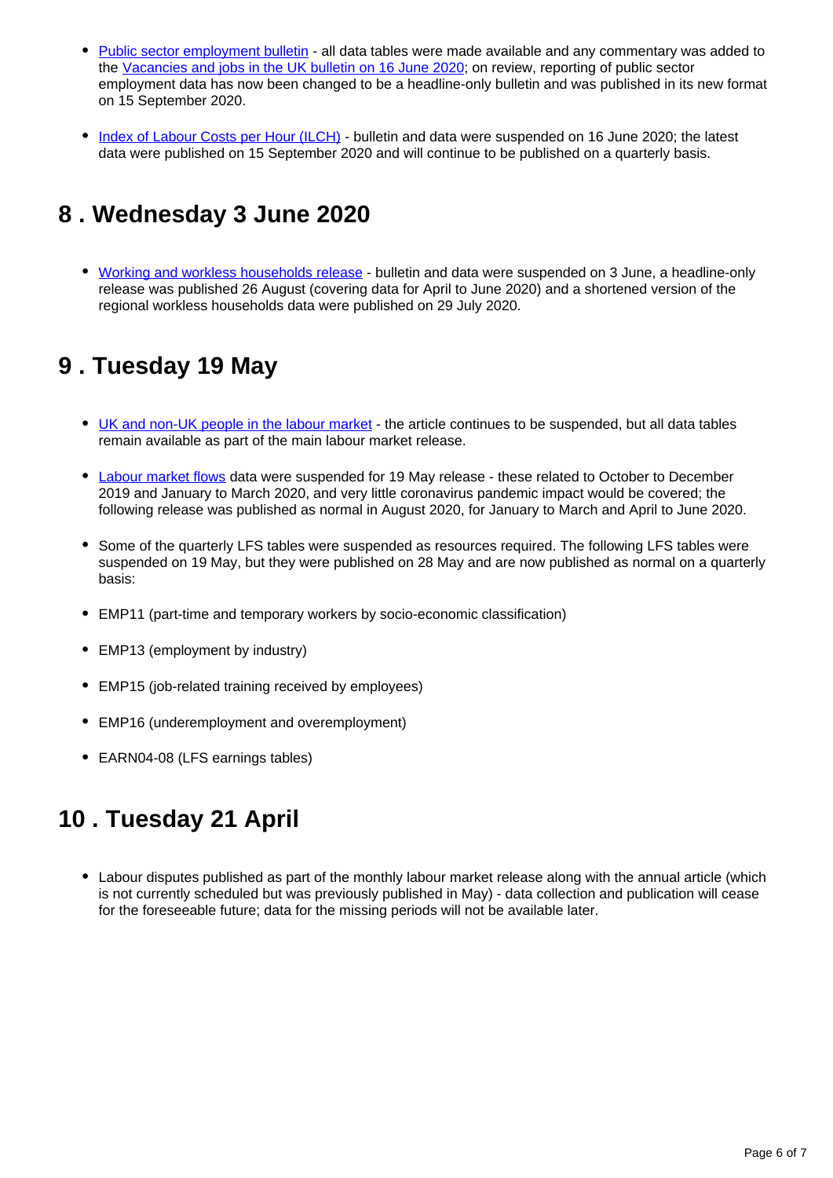- Public sector employment bulletin - all data tables were made available and any commentary was added to the Vacancies and jobs in the UK bulletin on 16 June 2020; on review, reporting of public sector employment data has now been changed to be a headline-only bulletin and was published in its new format on 15 September 2020.

- Index of Labour Costs per Hour (ILCH) - bulletin and data were suspended on 16 June 2020; the latest data were published on 15 September 2020 and will continue to be published on a quarterly basis.

## 8 . Wednesday 3 June 2020

- Working and workless households release - bulletin and data were suspended on 3 June, a headline-only release was published 26 August (covering data for April to June 2020) and a shortened version of the regional workless households data were published on 29 July 2020.

## 9 . Tuesday 19 May

- UK and non-UK people in the labour market - the article continues to be suspended, but all data tables remain available as part of the main labour market release.

- Labour market flows data were suspended for 19 May release - these related to October to December 2019 and January to March 2020, and very little coronavirus pandemic impact would be covered; the following release was published as normal in August 2020, for January to March and April to June 2020.

- Some of the quarterly LFS tables were suspended as resources required. The following LFS tables were suspended on 19 May, but they were published on 28 May and are now published as normal on a quarterly basis:

- EMP11 (part-time and temporary workers by socio-economic classification)

- EMP13 (employment by industry)

- EMP15 (job-related training received by employees)

- EMP16 (underemployment and overemployment)

- EARN04-08 (LFS earnings tables)

## 10 . Tuesday 21 April

- Labour disputes published as part of the monthly labour market release along with the annual article (which is not currently scheduled but was previously published in May) - data collection and publication will cease for the foreseeable future; data for the missing periods will not be available later.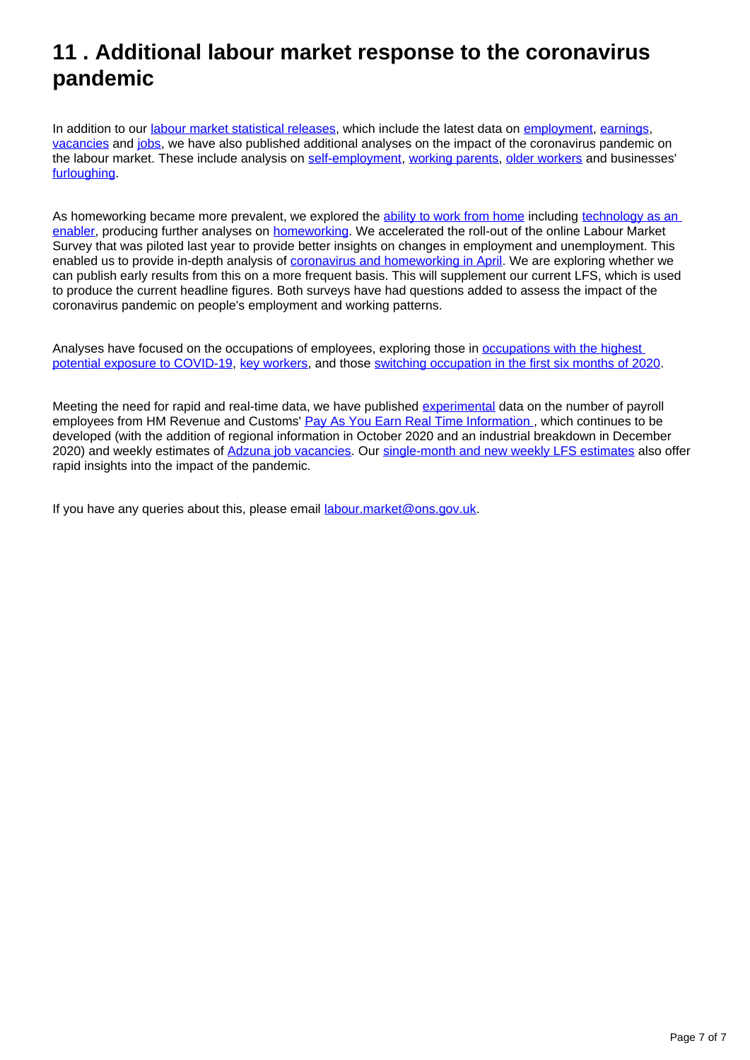## 11 . Additional labour market response to the coronavirus pandemic

In addition to our labour market statistical releases, which include the latest data on employment, earnings, vacancies and jobs, we have also published additional analyses on the impact of the coronavirus pandemic on the labour market. These include analysis on self-employment, working parents, older workers and businesses' furloughing.

As homeworking became more prevalent, we explored the ability to work from home including technology as an enabler, producing further analyses on homeworking. We accelerated the roll-out of the online Labour Market Survey that was piloted last year to provide better insights on changes in employment and unemployment. This enabled us to provide in-depth analysis of coronavirus and homeworking in April. We are exploring whether we can publish early results from this on a more frequent basis. This will supplement our current LFS, which is used to produce the current headline figures. Both surveys have had questions added to assess the impact of the coronavirus pandemic on people's employment and working patterns.

Analyses have focused on the occupations of employees, exploring those in occupations with the highest potential exposure to COVID-19, key workers, and those switching occupation in the first six months of 2020.

Meeting the need for rapid and real-time data, we have published experimental data on the number of payroll employees from HM Revenue and Customs' Pay As You Earn Real Time Information , which continues to be developed (with the addition of regional information in October 2020 and an industrial breakdown in December 2020) and weekly estimates of Adzuna job vacancies. Our single-month and new weekly LFS estimates also offer rapid insights into the impact of the pandemic.

If you have any queries about this, please email labour.market@ons.gov.uk.